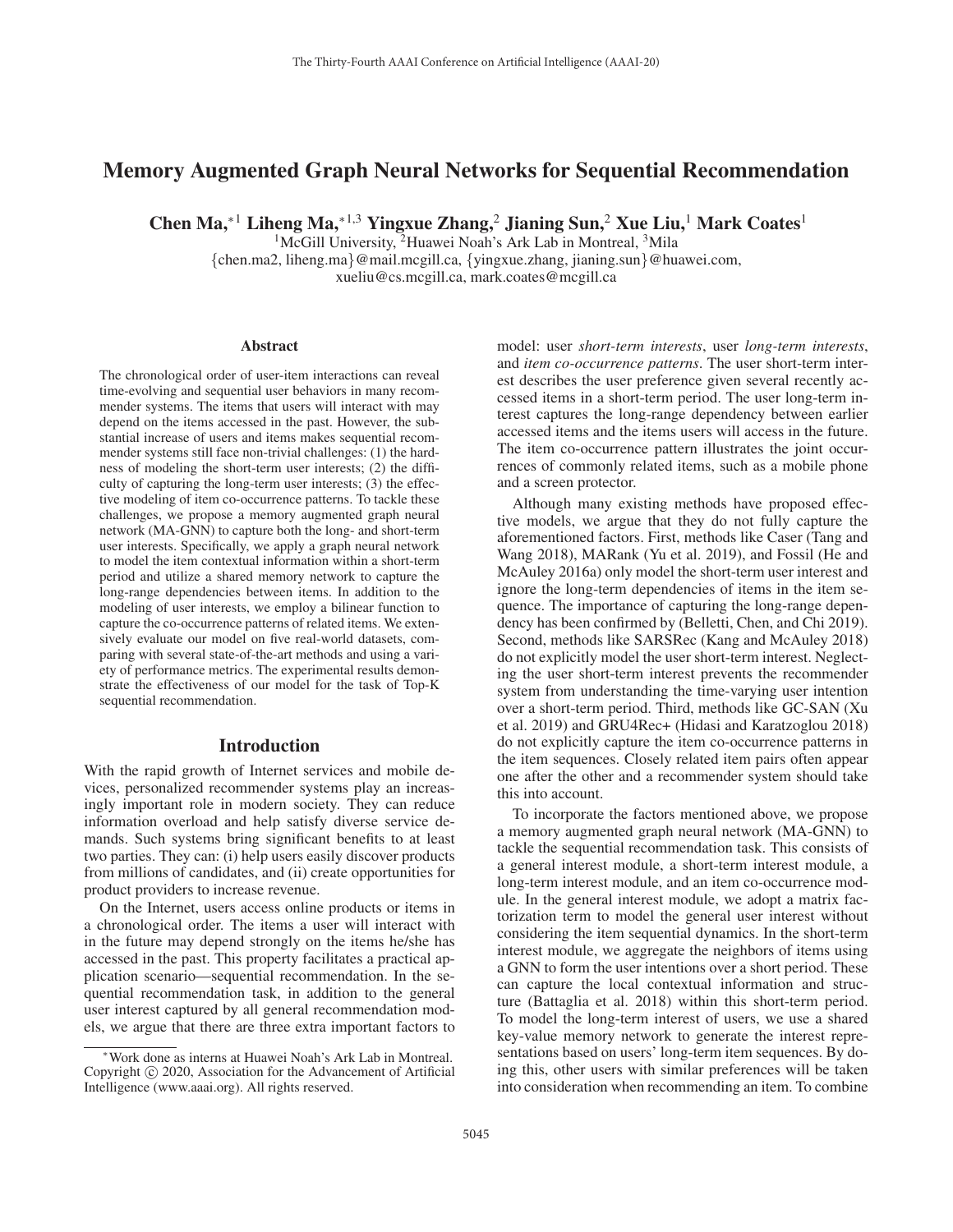# Memory Augmented Graph Neural Networks for Sequential Recommendation

**Chen Ma,*[1] Liheng Ma,*[1,3] Yingxue Zhang,[2] Jianing Sun,[2] Xue Liu,[1] Mark Coates[1]**

[1]McGill University, [2]Huawei Noah's Ark Lab in Montreal, [3]Mila

{chen.ma2, liheng.ma}@mail.mcgill.ca, {yingxue.zhang, jianing.sun}@huawei.com, xueliu@cs.mcgill.ca, mark.coates@mcgill.ca

## Abstract

The chronological order of user-item interactions can reveal time-evolving and sequential user behaviors in many recommender systems. The items that users will interact with may depend on the items accessed in the past. However, the substantial increase of users and items makes sequential recommender systems still face non-trivial challenges: (1) the hardness of modeling the short-term user interests; (2) the difficulty of capturing the long-term user interests; (3) the effective modeling of item co-occurrence patterns. To tackle these challenges, we propose a memory augmented graph neural network (MA-GNN) to capture both the long- and short-term user interests. Specifically, we apply a graph neural network to model the item contextual information within a short-term period and utilize a shared memory network to capture the long-range dependencies between items. In addition to the modeling of user interests, we employ a bilinear function to capture the co-occurrence patterns of related items. We extensively evaluate our model on five real-world datasets, comparing with several state-of-the-art methods and using a variety of performance metrics. The experimental results demonstrate the effectiveness of our model for the task of Top-K sequential recommendation.

## Introduction

With the rapid growth of Internet services and mobile devices, personalized recommender systems play an increasingly important role in modern society. They can reduce information overload and help satisfy diverse service demands. Such systems bring significant benefits to at least two parties. They can: (i) help users easily discover products from millions of candidates, and (ii) create opportunities for product providers to increase revenue.

On the Internet, users access online products or items in a chronological order. The items a user will interact with in the future may depend strongly on the items he/she has accessed in the past. This property facilitates a practical application scenario—sequential recommendation. In the sequential recommendation task, in addition to the general user interest captured by all general recommendation models, we argue that there are three extra important factors to model: user *short-term interests*, user *long-term interests*, and *item co-occurrence patterns*. The user short-term interest describes the user preference given several recently accessed items in a short-term period. The user long-term interest captures the long-range dependency between earlier accessed items and the items users will access in the future. The item co-occurrence pattern illustrates the joint occurrences of commonly related items, such as a mobile phone and a screen protector.

Although many existing methods have proposed effective models, we argue that they do not fully capture the aforementioned factors. First, methods like Caser (Tang and Wang 2018), MARank (Yu et al. 2019), and Fossil (He and McAuley 2016a) only model the short-term user interest and ignore the long-term dependencies of items in the item sequence. The importance of capturing the long-range dependency has been confirmed by (Belletti, Chen, and Chi 2019). Second, methods like SARSRec (Kang and McAuley 2018) do not explicitly model the user short-term interest. Neglecting the user short-term interest prevents the recommender system from understanding the time-varying user intention over a short-term period. Third, methods like GC-SAN (Xu et al. 2019) and GRU4Rec+ (Hidasi and Karatzoglou 2018) do not explicitly capture the item co-occurrence patterns in the item sequences. Closely related item pairs often appear one after the other and a recommender system should take this into account.

To incorporate the factors mentioned above, we propose a memory augmented graph neural network (MA-GNN) to tackle the sequential recommendation task. This consists of a general interest module, a short-term interest module, a long-term interest module, and an item co-occurrence module. In the general interest module, we adopt a matrix factorization term to model the general user interest without considering the item sequential dynamics. In the short-term interest module, we aggregate the neighbors of items using a GNN to form the user intentions over a short period. These can capture the local contextual information and structure (Battaglia et al. 2018) within this short-term period. To model the long-term interest of users, we use a shared key-value memory network to generate the interest representations based on users' long-term item sequences. By doing this, other users with similar preferences will be taken into consideration when recommending an item. To combine

*Work done as interns at Huawei Noah's Ark Lab in Montreal. Copyright © 2020, Association for the Advancement of Artificial Intelligence (www.aaai.org). All rights reserved.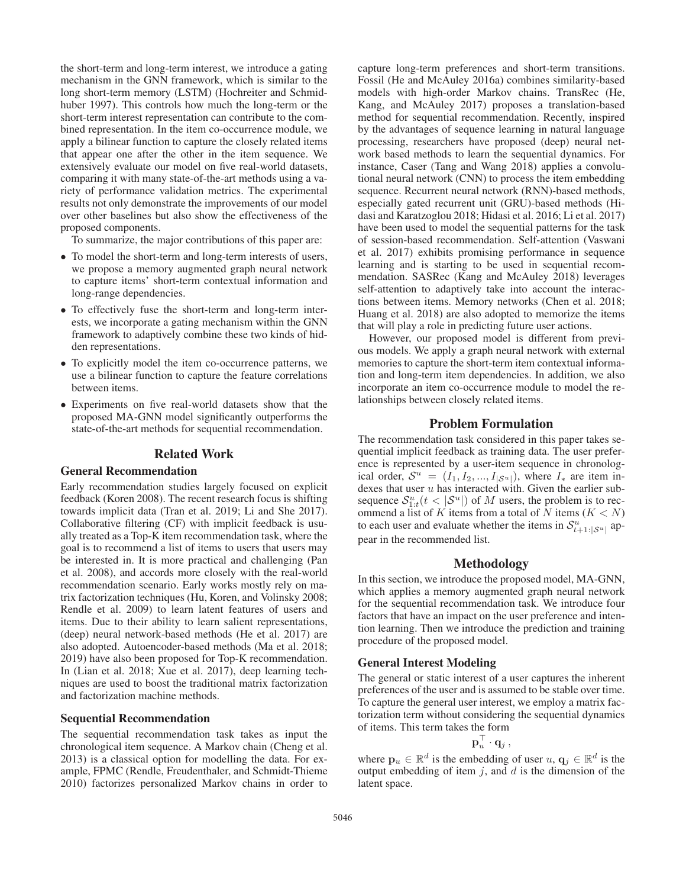the short-term and long-term interest, we introduce a gating mechanism in the GNN framework, which is similar to the long short-term memory (LSTM) (Hochreiter and Schmidhuber 1997). This controls how much the long-term or the short-term interest representation can contribute to the combined representation. In the item co-occurrence module, we apply a bilinear function to capture the closely related items that appear one after the other in the item sequence. We extensively evaluate our model on five real-world datasets, comparing it with many state-of-the-art methods using a variety of performance validation metrics. The experimental results not only demonstrate the improvements of our model over other baselines but also show the effectiveness of the proposed components.

To summarize, the major contributions of this paper are:

- To model the short-term and long-term interests of users, we propose a memory augmented graph neural network to capture items' short-term contextual information and long-range dependencies.
- To effectively fuse the short-term and long-term interests, we incorporate a gating mechanism within the GNN framework to adaptively combine these two kinds of hidden representations.
- To explicitly model the item co-occurrence patterns, we use a bilinear function to capture the feature correlations between items.
- Experiments on five real-world datasets show that the proposed MA-GNN model significantly outperforms the state-of-the-art methods for sequential recommendation.

## Related Work

### General Recommendation

Early recommendation studies largely focused on explicit feedback (Koren 2008). The recent research focus is shifting towards implicit data (Tran et al. 2019; Li and She 2017). Collaborative filtering (CF) with implicit feedback is usually treated as a Top-K item recommendation task, where the goal is to recommend a list of items to users that users may be interested in. It is more practical and challenging (Pan et al. 2008), and accords more closely with the real-world recommendation scenario. Early works mostly rely on matrix factorization techniques (Hu, Koren, and Volinsky 2008; Rendle et al. 2009) to learn latent features of users and items. Due to their ability to learn salient representations, (deep) neural network-based methods (He et al. 2017) are also adopted. Autoencoder-based methods (Ma et al. 2018; 2019) have also been proposed for Top-K recommendation. In (Lian et al. 2018; Xue et al. 2017), deep learning techniques are used to boost the traditional matrix factorization and factorization machine methods.

### Sequential Recommendation

The sequential recommendation task takes as input the chronological item sequence. A Markov chain (Cheng et al. 2013) is a classical option for modelling the data. For example, FPMC (Rendle, Freudenthaler, and Schmidt-Thieme 2010) factorizes personalized Markov chains in order to capture long-term preferences and short-term transitions. Fossil (He and McAuley 2016a) combines similarity-based models with high-order Markov chains. TransRec (He, Kang, and McAuley 2017) proposes a translation-based method for sequential recommendation. Recently, inspired by the advantages of sequence learning in natural language processing, researchers have proposed (deep) neural network based methods to learn the sequential dynamics. For instance, Caser (Tang and Wang 2018) applies a convolutional neural network (CNN) to process the item embedding sequence. Recurrent neural network (RNN)-based methods, especially gated recurrent unit (GRU)-based methods (Hidasi and Karatzoglou 2018; Hidasi et al. 2016; Li et al. 2017) have been used to model the sequential patterns for the task of session-based recommendation. Self-attention (Vaswani et al. 2017) exhibits promising performance in sequence learning and is starting to be used in sequential recommendation. SASRec (Kang and McAuley 2018) leverages self-attention to adaptively take into account the interactions between items. Memory networks (Chen et al. 2018; Huang et al. 2018) are also adopted to memorize the items that will play a role in predicting future user actions.

However, our proposed model is different from previous models. We apply a graph neural network with external memories to capture the short-term item contextual information and long-term item dependencies. In addition, we also incorporate an item co-occurrence module to model the relationships between closely related items.

## Problem Formulation

The recommendation task considered in this paper takes sequential implicit feedback as training data. The user preference is represented by a user-item sequence in chronological order, $\mathcal{S}^u = (I_1, I_2, ..., I_{|\mathcal{S}^u|})$, where $I_*$ are item indexes that user $u$ has interacted with. Given the earlier subsequence $\mathcal{S}^u_{1:t} (t < |\mathcal{S}^u|)$ of $M$ users, the problem is to recommend a list of $K$ items from a total of $N$ items $(K < N)$ to each user and evaluate whether the items in $\mathcal{S}^u_{t+1:|\mathcal{S}^u|}$ appear in the recommended list.

## Methodology

In this section, we introduce the proposed model, MA-GNN, which applies a memory augmented graph neural network for the sequential recommendation task. We introduce four factors that have an impact on the user preference and intention learning. Then we introduce the prediction and training procedure of the proposed model.

### General Interest Modeling

The general or static interest of a user captures the inherent preferences of the user and is assumed to be stable over time. To capture the general user interest, we employ a matrix factorization term without considering the sequential dynamics of items. This term takes the form

$$\mathbf{p}_u^\top \cdot \mathbf{q}_j \,,$$

where $\mathbf{p}_u \in \mathbb{R}^d$ is the embedding of user $u$, $\mathbf{q}_j \in \mathbb{R}^d$ is the output embedding of item $j$, and $d$ is the dimension of the latent space.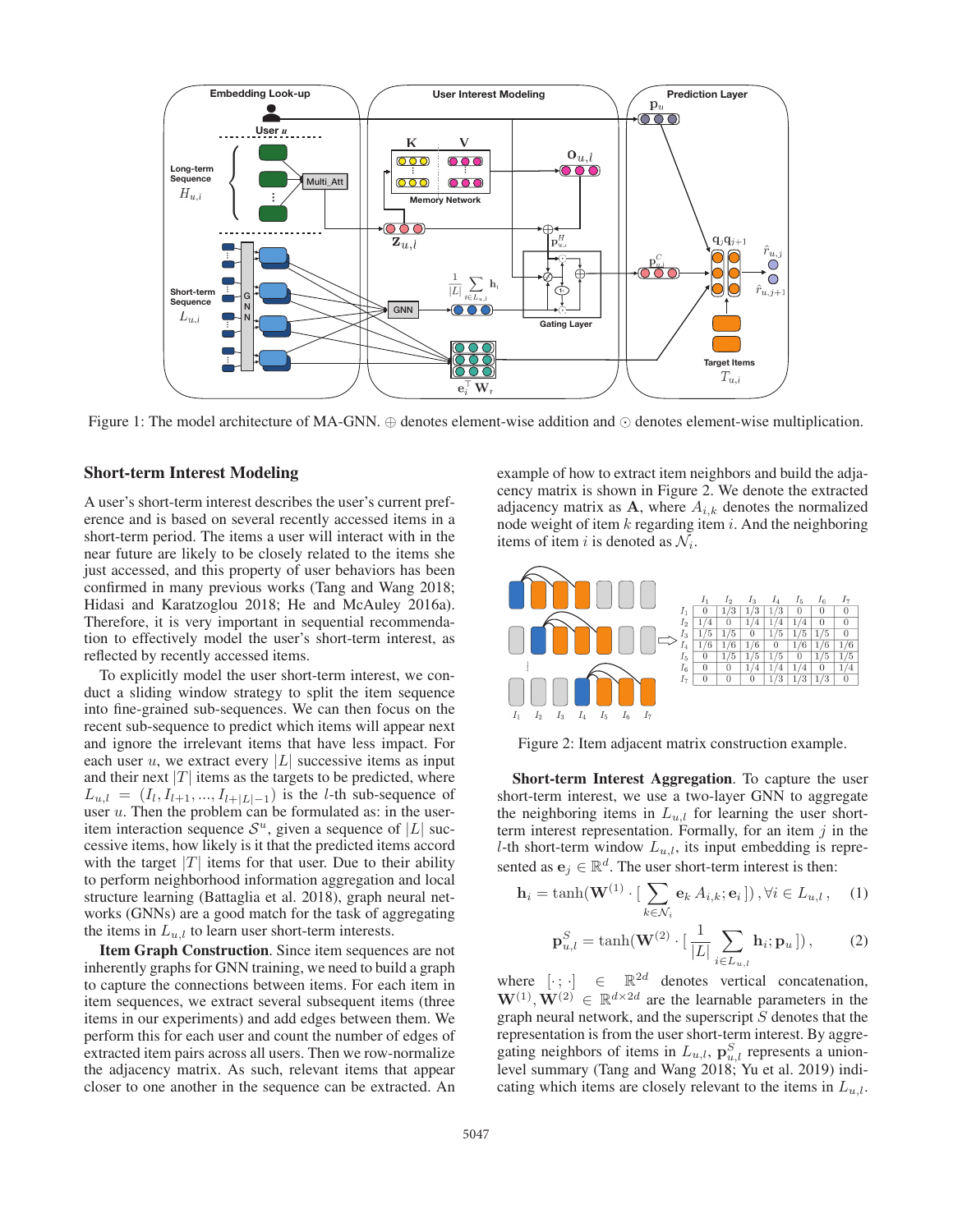Figure 1: The model architecture of MA-GNN. ⊕ denotes element-wise addition and ⊙ denotes element-wise multiplication.

## Short-term Interest Modeling

A user's short-term interest describes the user's current preference and is based on several recently accessed items in a short-term period. The items a user will interact with in the near future are likely to be closely related to the items she just accessed, and this property of user behaviors has been confirmed in many previous works (Tang and Wang 2018; Hidasi and Karatzoglou 2018; He and McAuley 2016a). Therefore, it is very important in sequential recommendation to effectively model the user's short-term interest, as reflected by recently accessed items.

To explicitly model the user short-term interest, we conduct a sliding window strategy to split the item sequence into fine-grained sub-sequences. We can then focus on the recent sub-sequence to predict which items will appear next and ignore the irrelevant items that have less impact. For each user $u$, we extract every $|L|$ successive items as input and their next $|T|$ items as the targets to be predicted, where $L_{u,l} = (I_l, I_{l+1}, ..., I_{l+|L|-1})$ is the $l$-th sub-sequence of user $u$. Then the problem can be formulated as: in the user-item interaction sequence $\mathcal{S}^u$, given a sequence of $|L|$ successive items, how likely is it that the predicted items accord with the target $|T|$ items for that user. Due to their ability to perform neighborhood information aggregation and local structure learning (Battaglia et al. 2018), graph neural networks (GNNs) are a good match for the task of aggregating the items in $L_{u,l}$ to learn user short-term interests.

**Item Graph Construction**. Since item sequences are not inherently graphs for GNN training, we need to build a graph to capture the connections between items. For each item in item sequences, we extract several subsequent items (three items in our experiments) and add edges between them. We perform this for each user and count the number of edges of extracted item pairs across all users. Then we row-normalize the adjacency matrix. As such, relevant items that appear closer to one another in the sequence can be extracted. An example of how to extract item neighbors and build the adjacency matrix is shown in Figure 2. We denote the extracted adjacency matrix as $\mathbf{A}$, where $A_{i,k}$ denotes the normalized node weight of item $k$ regarding item $i$. And the neighboring items of item $i$ is denoted as $\mathcal{N}_i$.

| | $I_1$ | $I_2$ | $I_3$ | $I_4$ | $I_5$ | $I_6$ | $I_7$ |
|---|---|---|---|---|---|---|---|
| $I_1$ | 0 | 1/3 | 1/3 | 1/3 | 0 | 0 | 0 |
| $I_2$ | 1/4 | 0 | 1/4 | 1/4 | 1/4 | 0 | 0 |
| $I_3$ | 1/5 | 1/5 | 0 | 1/5 | 1/5 | 1/5 | 0 |
| $I_4$ | 1/6 | 1/6 | 1/6 | 0 | 1/6 | 1/6 | 1/6 |
| $I_5$ | 0 | 1/5 | 1/5 | 1/5 | 0 | 1/5 | 1/5 |
| $I_6$ | 0 | 0 | 1/4 | 1/4 | 1/4 | 0 | 1/4 |
| $I_7$ | 0 | 0 | 0 | 1/3 | 1/3 | 1/3 | 0 |

Figure 2: Item adjacent matrix construction example.

**Short-term Interest Aggregation**. To capture the user short-term interest, we use a two-layer GNN to aggregate the neighboring items in $L_{u,l}$ for learning the user short-term interest representation. Formally, for an item $j$ in the $l$-th short-term window $L_{u,l}$, its input embedding is represented as $\mathbf{e}_j \in \mathbb{R}^d$. The user short-term interest is then:

$$\mathbf{h}_i = \tanh(\mathbf{W}^{(1)} \cdot [\sum_{k \in \mathcal{N}_i} \mathbf{e}_k A_{i,k}; \mathbf{e}_i]), \forall i \in L_{u,l}, \quad (1)$$

$$\mathbf{p}^S_{u,l} = \tanh(\mathbf{W}^{(2)} \cdot [\frac{1}{|L|} \sum_{i \in L_{u,l}} \mathbf{h}_i; \mathbf{p}_u]), \quad (2)$$

where $[\cdot;\cdot] \in \mathbb{R}^{2d}$ denotes vertical concatenation, $\mathbf{W}^{(1)}, \mathbf{W}^{(2)} \in \mathbb{R}^{d \times 2d}$ are the learnable parameters in the graph neural network, and the superscript $S$ denotes that the representation is from the user short-term interest. By aggregating neighbors of items in $L_{u,l}$, $\mathbf{p}^S_{u,l}$ represents a union-level summary (Tang and Wang 2018; Yu et al. 2019) indicating which items are closely relevant to the items in $L_{u,l}$.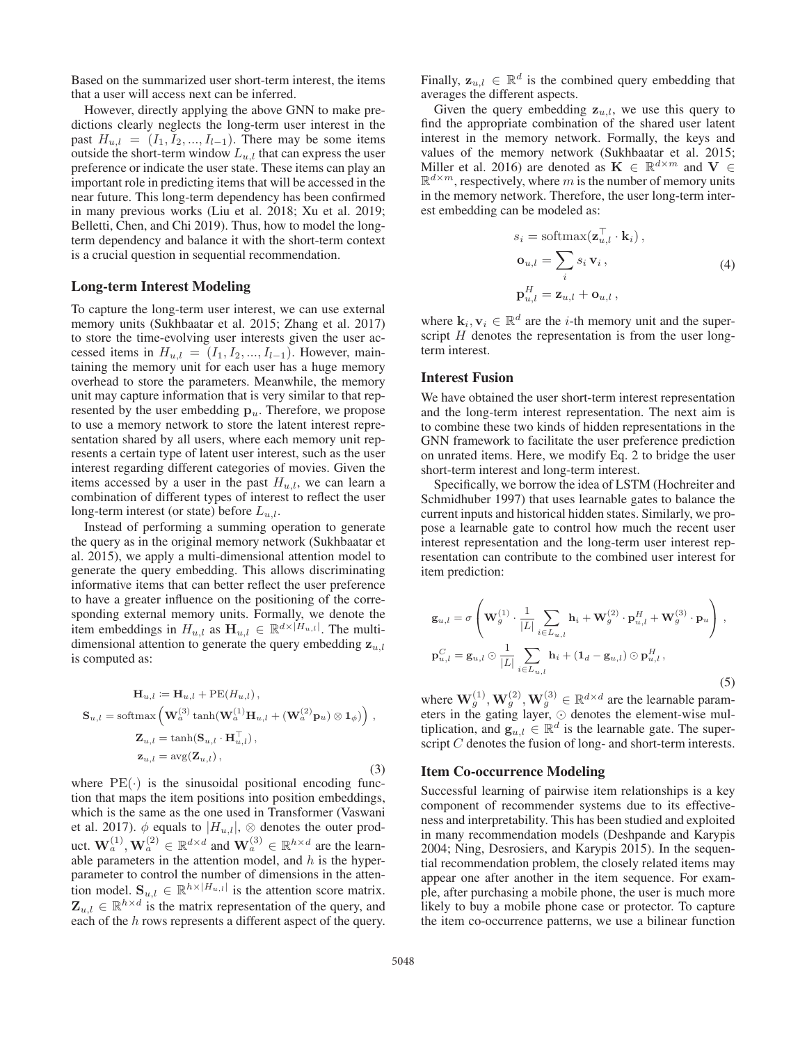Based on the summarized user short-term interest, the items that a user will access next can be inferred.

However, directly applying the above GNN to make predictions clearly neglects the long-term user interest in the past $H_{u,l} = (I_1, I_2, ..., I_{l-1})$. There may be some items outside the short-term window $L_{u,l}$ that can express the user preference or indicate the user state. These items can play an important role in predicting items that will be accessed in the near future. This long-term dependency has been confirmed in many previous works (Liu et al. 2018; Xu et al. 2019; Belletti, Chen, and Chi 2019). Thus, how to model the long-term dependency and balance it with the short-term context is a crucial question in sequential recommendation.

### Long-term Interest Modeling

To capture the long-term user interest, we can use external memory units (Sukhbaatar et al. 2015; Zhang et al. 2017) to store the time-evolving user interests given the user accessed items in $H_{u,l} = (I_1, I_2, ..., I_{l-1})$. However, maintaining the memory unit for each user has a huge memory overhead to store the parameters. Meanwhile, the memory unit may capture information that is very similar to that represented by the user embedding $\mathbf{p}_u$. Therefore, we propose to use a memory network to store the latent interest representation shared by all users, where each memory unit represents a certain type of latent user interest, such as the user interest regarding different categories of movies. Given the items accessed by a user in the past $H_{u,l}$, we can learn a combination of different types of interest to reflect the user long-term interest (or state) before $L_{u,l}$.

Instead of performing a summing operation to generate the query as in the original memory network (Sukhbaatar et al. 2015), we apply a multi-dimensional attention model to generate the query embedding. This allows discriminating informative items that can better reflect the user preference to have a greater influence on the positioning of the corresponding external memory units. Formally, we denote the item embeddings in $H_{u,l}$ as $\mathbf{H}_{u,l} \in \mathbb{R}^{d \times |H_{u,l}|}$. The multi-dimensional attention to generate the query embedding $\mathbf{z}_{u,l}$ is computed as:

$$
\begin{aligned}
\mathbf{H}_{u,l} &:= \mathbf{H}_{u,l} + \mathrm{PE}(H_{u,l}), \\
\mathbf{S}_{u,l} &= \mathrm{softmax}\left(\mathbf{W}_a^{(3)} \tanh(\mathbf{W}_a^{(1)} \mathbf{H}_{u,l} + (\mathbf{W}_a^{(2)} \mathbf{p}_u) \otimes \mathbf{1}_\phi)\right), \\
\mathbf{Z}_{u,l} &= \tanh(\mathbf{S}_{u,l} \cdot \mathbf{H}_{u,l}^\top), \\
\mathbf{z}_{u,l} &= \mathrm{avg}(\mathbf{Z}_{u,l}),
\end{aligned}
\tag{3}
$$

where $\mathrm{PE}(\cdot)$ is the sinusoidal positional encoding function that maps the item positions into position embeddings, which is the same as the one used in Transformer (Vaswani et al. 2017). $\phi$ equals to $|H_{u,l}|$, $\otimes$ denotes the outer product. $\mathbf{W}_a^{(1)}, \mathbf{W}_a^{(2)} \in \mathbb{R}^{d \times d}$ and $\mathbf{W}_a^{(3)} \in \mathbb{R}^{h \times d}$ are the learnable parameters in the attention model, and $h$ is the hyper-parameter to control the number of dimensions in the attention model. $\mathbf{S}_{u,l} \in \mathbb{R}^{h \times |H_{u,l}|}$ is the attention score matrix. $\mathbf{Z}_{u,l} \in \mathbb{R}^{h \times d}$ is the matrix representation of the query, and each of the $h$ rows represents a different aspect of the query. Finally, $\mathbf{z}_{u,l} \in \mathbb{R}^d$ is the combined query embedding that averages the different aspects.

Given the query embedding $\mathbf{z}_{u,l}$, we use this query to find the appropriate combination of the shared user latent interest in the memory network. Formally, the keys and values of the memory network (Sukhbaatar et al. 2015; Miller et al. 2016) are denoted as $\mathbf{K} \in \mathbb{R}^{d \times m}$ and $\mathbf{V} \in \mathbb{R}^{d \times m}$, respectively, where $m$ is the number of memory units in the memory network. Therefore, the user long-term interest embedding can be modeled as:

$$
\begin{aligned}
s_i &= \mathrm{softmax}(\mathbf{z}_{u,l}^\top \cdot \mathbf{k}_i), \\
\mathbf{o}_{u,l} &= \sum_i s_i \, \mathbf{v}_i, \\
\mathbf{p}_{u,l}^H &= \mathbf{z}_{u,l} + \mathbf{o}_{u,l},
\end{aligned}
\tag{4}
$$

where $\mathbf{k}_i, \mathbf{v}_i \in \mathbb{R}^d$ are the $i$-th memory unit and the superscript $H$ denotes the representation is from the user long-term interest.

### Interest Fusion

We have obtained the user short-term interest representation and the long-term interest representation. The next aim is to combine these two kinds of hidden representations in the GNN framework to facilitate the user preference prediction on unrated items. Here, we modify Eq. 2 to bridge the user short-term interest and long-term interest.

Specifically, we borrow the idea of LSTM (Hochreiter and Schmidhuber 1997) that uses learnable gates to balance the current inputs and historical hidden states. Similarly, we propose a learnable gate to control how much the recent user interest representation and the long-term user interest representation can contribute to the combined user interest for item prediction:

$$
\begin{aligned}
\mathbf{g}_{u,l} &= \sigma\left(\mathbf{W}_g^{(1)} \cdot \frac{1}{|L|} \sum_{i \in L_{u,l}} \mathbf{h}_i + \mathbf{W}_g^{(2)} \cdot \mathbf{p}_{u,l}^H + \mathbf{W}_g^{(3)} \cdot \mathbf{p}_u\right), \\
\mathbf{p}_{u,l}^C &= \mathbf{g}_{u,l} \odot \frac{1}{|L|} \sum_{i \in L_{u,l}} \mathbf{h}_i + (\mathbf{1}_d - \mathbf{g}_{u,l}) \odot \mathbf{p}_{u,l}^H,
\end{aligned}
\tag{5}
$$

where $\mathbf{W}_g^{(1)}, \mathbf{W}_g^{(2)}, \mathbf{W}_g^{(3)} \in \mathbb{R}^{d \times d}$ are the learnable parameters in the gating layer, $\odot$ denotes the element-wise multiplication, and $\mathbf{g}_{u,l} \in \mathbb{R}^d$ is the learnable gate. The superscript $C$ denotes the fusion of long- and short-term interests.

### Item Co-occurrence Modeling

Successful learning of pairwise item relationships is a key component of recommender systems due to its effectiveness and interpretability. This has been studied and exploited in many recommendation models (Deshpande and Karypis 2004; Ning, Desrosiers, and Karypis 2015). In the sequential recommendation problem, the closely related items may appear one after another in the item sequence. For example, after purchasing a mobile phone, the user is much more likely to buy a mobile phone case or protector. To capture the item co-occurrence patterns, we use a bilinear function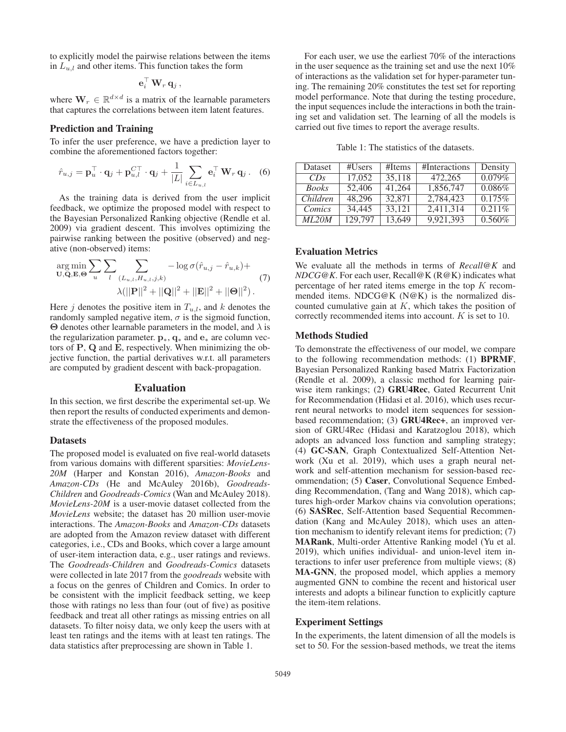to explicitly model the pairwise relations between the items in $L_{u,l}$ and other items. This function takes the form

$$\mathbf{e}_i^\top \mathbf{W}_r \mathbf{q}_j ,$$

where $\mathbf{W}_r \in \mathbb{R}^{d \times d}$ is a matrix of the learnable parameters that captures the correlations between item latent features.

### Prediction and Training

To infer the user preference, we have a prediction layer to combine the aforementioned factors together:

$$\hat{r}_{u,j} = \mathbf{p}_u^\top \cdot \mathbf{q}_j + \mathbf{p}_{u,l}^{C\top} \cdot \mathbf{q}_j + \frac{1}{|L|} \sum_{i \in L_{u,l}} \mathbf{e}_i^\top \mathbf{W}_r \mathbf{q}_j . \quad (6)$$

As the training data is derived from the user implicit feedback, we optimize the proposed model with respect to the Bayesian Personalized Ranking objective (Rendle et al. 2009) via gradient descent. This involves optimizing the pairwise ranking between the positive (observed) and negative (non-observed) items:

$$\begin{aligned} \underset{\mathbf{U},\mathbf{Q},\mathbf{E},\mathbf{\Theta}}{\arg\min} \sum_u \sum_l \sum_{(L_{u,l}, H_{u,l}, j, k)} & -\log \sigma(\hat{r}_{u,j} - \hat{r}_{u,k}) + \\ & \lambda(||\mathbf{P}||^2 + ||\mathbf{Q}||^2 + ||\mathbf{E}||^2 + ||\mathbf{\Theta}||^2) . \end{aligned} \quad (7)$$

Here $j$ denotes the positive item in $T_{u,l}$, and $k$ denotes the randomly sampled negative item, $\sigma$ is the sigmoid function, $\mathbf{\Theta}$ denotes other learnable parameters in the model, and $\lambda$ is the regularization parameter. $\mathbf{p}_*$, $\mathbf{q}_*$ and $\mathbf{e}_*$ are column vectors of $\mathbf{P}$, $\mathbf{Q}$ and $\mathbf{E}$, respectively. When minimizing the objective function, the partial derivatives w.r.t. all parameters are computed by gradient descent with back-propagation.

## Evaluation

In this section, we first describe the experimental set-up. We then report the results of conducted experiments and demonstrate the effectiveness of the proposed modules.

### Datasets

The proposed model is evaluated on five real-world datasets from various domains with different sparsities: *MovieLens-20M* (Harper and Konstan 2016), *Amazon-Books* and *Amazon-CDs* (He and McAuley 2016b), *Goodreads-Children* and *Goodreads-Comics* (Wan and McAuley 2018). *MovieLens-20M* is a user-movie dataset collected from the *MovieLens* website; the dataset has 20 million user-movie interactions. The *Amazon-Books* and *Amazon-CDs* datasets are adopted from the Amazon review dataset with different categories, i.e., CDs and Books, which cover a large amount of user-item interaction data, e.g., user ratings and reviews. The *Goodreads-Children* and *Goodreads-Comics* datasets were collected in late 2017 from the *goodreads* website with a focus on the genres of Children and Comics. In order to be consistent with the implicit feedback setting, we keep those with ratings no less than four (out of five) as positive feedback and treat all other ratings as missing entries on all datasets. To filter noisy data, we only keep the users with at least ten ratings and the items with at least ten ratings. The data statistics after preprocessing are shown in Table 1.

For each user, we use the earliest 70% of the interactions in the user sequence as the training set and use the next 10% of interactions as the validation set for hyper-parameter tuning. The remaining 20% constitutes the test set for reporting model performance. Note that during the testing procedure, the input sequences include the interactions in both the training set and validation set. The learning of all the models is carried out five times to report the average results.

Table 1: The statistics of the datasets.

| Dataset | #Users | #Items | #Interactions | Density |
|---|---|---|---|---|
| *CDs* | 17,052 | 35,118 | 472,265 | 0.079% |
| *Books* | 52,406 | 41,264 | 1,856,747 | 0.086% |
| *Children* | 48,296 | 32,871 | 2,784,423 | 0.175% |
| *Comics* | 34,445 | 33,121 | 2,411,314 | 0.211% |
| *ML20M* | 129,797 | 13,649 | 9,921,393 | 0.560% |

### Evaluation Metrics

We evaluate all the methods in terms of *Recall@K* and *NDCG@K*. For each user, Recall@K (R@K) indicates what percentage of her rated items emerge in the top $K$ recommended items. NDCG@K (N@K) is the normalized discounted cumulative gain at $K$, which takes the position of correctly recommended items into account. $K$ is set to 10.

### Methods Studied

To demonstrate the effectiveness of our model, we compare to the following recommendation methods: (1) **BPRMF**, Bayesian Personalized Ranking based Matrix Factorization (Rendle et al. 2009), a classic method for learning pairwise item rankings; (2) **GRU4Rec**, Gated Recurrent Unit for Recommendation (Hidasi et al. 2016), which uses recurrent neural networks to model item sequences for session-based recommendation; (3) **GRU4Rec+**, an improved version of GRU4Rec (Hidasi and Karatzoglou 2018), which adopts an advanced loss function and sampling strategy; (4) **GC-SAN**, Graph Contextualized Self-Attention Network (Xu et al. 2019), which uses a graph neural network and self-attention mechanism for session-based recommendation; (5) **Caser**, Convolutional Sequence Embedding Recommendation, (Tang and Wang 2018), which captures high-order Markov chains via convolution operations; (6) **SASRec**, Self-Attention based Sequential Recommendation (Kang and McAuley 2018), which uses an attention mechanism to identify relevant items for prediction; (7) **MARank**, Multi-order Attentive Ranking model (Yu et al. 2019), which unifies individual- and union-level item interactions to infer user preference from multiple views; (8) **MA-GNN**, the proposed model, which applies a memory augmented GNN to combine the recent and historical user interests and adopts a bilinear function to explicitly capture the item-item relations.

### Experiment Settings

In the experiments, the latent dimension of all the models is set to 50. For the session-based methods, we treat the items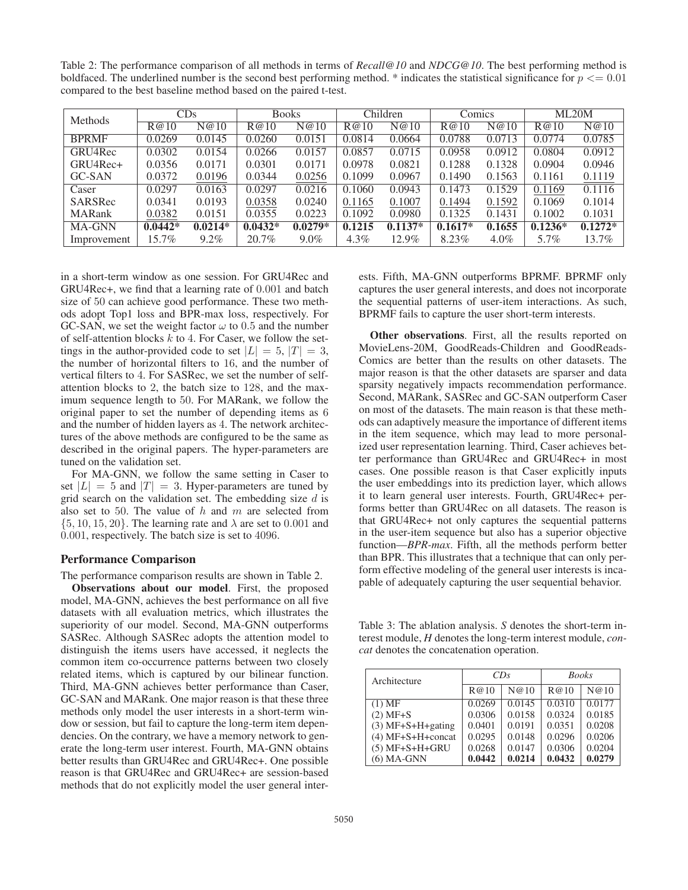Table 2: The performance comparison of all methods in terms of *Recall@10* and *NDCG@10*. The best performing method is boldfaced. The underlined number is the second best performing method. * indicates the statistical significance for $p <= 0.01$ compared to the best baseline method based on the paired t-test.

| Methods | CDs | | Books | | Children | | Comics | | ML20M | |
|---|---|---|---|---|---|---|---|---|---|---|
| | R@10 | N@10 | R@10 | N@10 | R@10 | N@10 | R@10 | N@10 | R@10 | N@10 |
| BPRMF | 0.0269 | 0.0145 | 0.0260 | 0.0151 | 0.0814 | 0.0664 | 0.0788 | 0.0713 | 0.0774 | 0.0785 |
| GRU4Rec | 0.0302 | 0.0154 | 0.0266 | 0.0157 | 0.0857 | 0.0715 | 0.0958 | 0.0912 | 0.0804 | 0.0912 |
| GRU4Rec+ | 0.0356 | 0.0171 | 0.0301 | 0.0171 | 0.0978 | 0.0821 | 0.1288 | 0.1328 | 0.0904 | 0.0946 |
| GC-SAN | 0.0372 | <u>0.0196</u> | 0.0344 | <u>0.0256</u> | 0.1099 | 0.0967 | 0.1490 | 0.1563 | 0.1161 | <u>0.1119</u> |
| Caser | 0.0297 | 0.0163 | 0.0297 | 0.0216 | 0.1060 | 0.0943 | 0.1473 | 0.1529 | <u>0.1169</u> | 0.1116 |
| SARSRec | 0.0341 | 0.0193 | <u>0.0358</u> | 0.0240 | <u>0.1165</u> | <u>0.1007</u> | <u>0.1494</u> | <u>0.1592</u> | 0.1069 | 0.1014 |
| MARank | <u>0.0382</u> | 0.0151 | 0.0355 | 0.0223 | 0.1092 | 0.0980 | 0.1325 | 0.1431 | 0.1002 | 0.1031 |
| MA-GNN | **0.0442*** | **0.0214*** | **0.0432*** | **0.0279*** | **0.1215** | **0.1137*** | **0.1617*** | **0.1655** | **0.1236*** | **0.1272*** |
| Improvement | 15.7% | 9.2% | 20.7% | 9.0% | 4.3% | 12.9% | 8.23% | 4.0% | 5.7% | 13.7% |

in a short-term window as one session. For GRU4Rec and GRU4Rec+, we find that a learning rate of 0.001 and batch size of 50 can achieve good performance. These two methods adopt Top1 loss and BPR-max loss, respectively. For GC-SAN, we set the weight factor $\omega$ to 0.5 and the number of self-attention blocks $k$ to 4. For Caser, we follow the settings in the author-provided code to set $|L| = 5$, $|T| = 3$, the number of horizontal filters to 16, and the number of vertical filters to 4. For SASRec, we set the number of self-attention blocks to 2, the batch size to 128, and the maximum sequence length to 50. For MARank, we follow the original paper to set the number of depending items as 6 and the number of hidden layers as 4. The network architectures of the above methods are configured to be the same as described in the original papers. The hyper-parameters are tuned on the validation set.

For MA-GNN, we follow the same setting in Caser to set $|L| = 5$ and $|T| = 3$. Hyper-parameters are tuned by grid search on the validation set. The embedding size $d$ is also set to 50. The value of $h$ and $m$ are selected from $\{5, 10, 15, 20\}$. The learning rate and $\lambda$ are set to 0.001 and 0.001, respectively. The batch size is set to 4096.

### Performance Comparison

The performance comparison results are shown in Table 2.

**Observations about our model**. First, the proposed model, MA-GNN, achieves the best performance on all five datasets with all evaluation metrics, which illustrates the superiority of our model. Second, MA-GNN outperforms SASRec. Although SASRec adopts the attention model to distinguish the items users have accessed, it neglects the common item co-occurrence patterns between two closely related items, which is captured by our bilinear function. Third, MA-GNN achieves better performance than Caser, GC-SAN and MARank. One major reason is that these three methods only model the user interests in a short-term window or session, but fail to capture the long-term item dependencies. On the contrary, we have a memory network to generate the long-term user interest. Fourth, MA-GNN obtains better results than GRU4Rec and GRU4Rec+. One possible reason is that GRU4Rec and GRU4Rec+ are session-based methods that do not explicitly model the user general interests. Fifth, MA-GNN outperforms BPRMF. BPRMF only captures the user general interests, and does not incorporate the sequential patterns of user-item interactions. As such, BPRMF fails to capture the user short-term interests.

**Other observations**. First, all the results reported on MovieLens-20M, GoodReads-Children and GoodReads-Comics are better than the results on other datasets. The major reason is that the other datasets are sparser and data sparsity negatively impacts recommendation performance. Second, MARank, SASRec and GC-SAN outperform Caser on most of the datasets. The main reason is that these methods can adaptively measure the importance of different items in the item sequence, which may lead to more personalized user representation learning. Third, Caser achieves better performance than GRU4Rec and GRU4Rec+ in most cases. One possible reason is that Caser explicitly inputs the user embeddings into its prediction layer, which allows it to learn general user interests. Fourth, GRU4Rec+ performs better than GRU4Rec on all datasets. The reason is that GRU4Rec+ not only captures the sequential patterns in the user-item sequence but also has a superior objective function—*BPR-max*. Fifth, all the methods perform better than BPR. This illustrates that a technique that can only perform effective modeling of the general user interests is incapable of adequately capturing the user sequential behavior.

Table 3: The ablation analysis. *S* denotes the short-term interest module, *H* denotes the long-term interest module, *concat* denotes the concatenation operation.

| Architecture | *CDs* | | *Books* | |
|---|---|---|---|---|
| | R@10 | N@10 | R@10 | N@10 |
| (1) MF | 0.0269 | 0.0145 | 0.0310 | 0.0177 |
| (2) MF+S | 0.0306 | 0.0158 | 0.0324 | 0.0185 |
| (3) MF+S+H+gating | 0.0401 | 0.0191 | 0.0351 | 0.0208 |
| (4) MF+S+H+concat | 0.0295 | 0.0148 | 0.0296 | 0.0206 |
| (5) MF+S+H+GRU | 0.0268 | 0.0147 | 0.0306 | 0.0204 |
| (6) MA-GNN | **0.0442** | **0.0214** | **0.0432** | **0.0279** |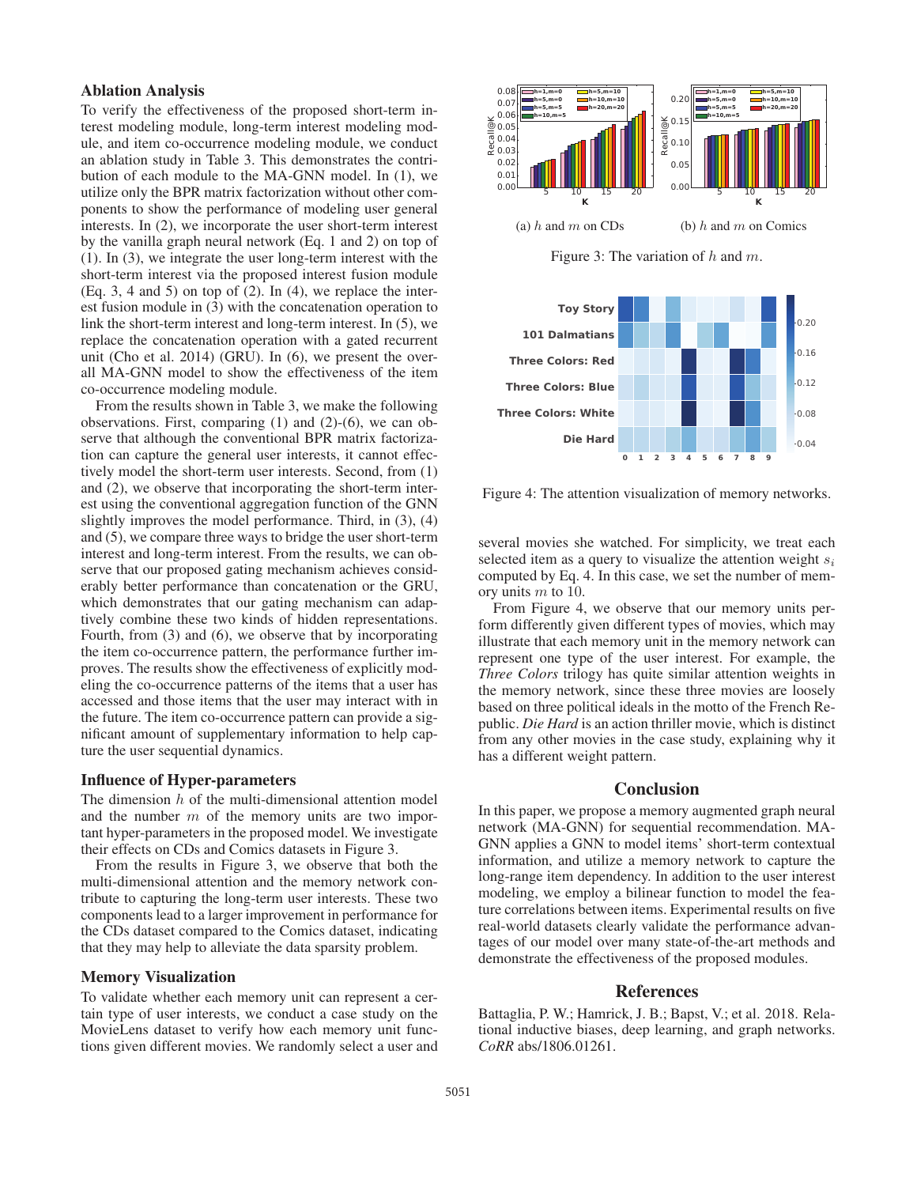## Ablation Analysis

To verify the effectiveness of the proposed short-term interest modeling module, long-term interest modeling module, and item co-occurrence modeling module, we conduct an ablation study in Table 3. This demonstrates the contribution of each module to the MA-GNN model. In (1), we utilize only the BPR matrix factorization without other components to show the performance of modeling user general interests. In (2), we incorporate the user short-term interest by the vanilla graph neural network (Eq. 1 and 2) on top of (1). In (3), we integrate the user long-term interest with the short-term interest via the proposed interest fusion module (Eq. 3, 4 and 5) on top of (2). In (4), we replace the interest fusion module in (3) with the concatenation operation to link the short-term interest and long-term interest. In (5), we replace the concatenation operation with a gated recurrent unit (Cho et al. 2014) (GRU). In (6), we present the overall MA-GNN model to show the effectiveness of the item co-occurrence modeling module.

From the results shown in Table 3, we make the following observations. First, comparing (1) and (2)-(6), we can observe that although the conventional BPR matrix factorization can capture the general user interests, it cannot effectively model the short-term user interests. Second, from (1) and (2), we observe that incorporating the short-term interest using the conventional aggregation function of the GNN slightly improves the model performance. Third, in (3), (4) and (5), we compare three ways to bridge the user short-term interest and long-term interest. From the results, we can observe that our proposed gating mechanism achieves considerably better performance than concatenation or the GRU, which demonstrates that our gating mechanism can adaptively combine these two kinds of hidden representations. Fourth, from (3) and (6), we observe that by incorporating the item co-occurrence pattern, the performance further improves. The results show the effectiveness of explicitly modeling the co-occurrence patterns of the items that a user has accessed and those items that the user may interact with in the future. The item co-occurrence pattern can provide a significant amount of supplementary information to help capture the user sequential dynamics.

## Influence of Hyper-parameters

The dimension $h$ of the multi-dimensional attention model and the number $m$ of the memory units are two important hyper-parameters in the proposed model. We investigate their effects on CDs and Comics datasets in Figure 3.

From the results in Figure 3, we observe that both the multi-dimensional attention and the memory network contribute to capturing the long-term user interests. These two components lead to a larger improvement in performance for the CDs dataset compared to the Comics dataset, indicating that they may help to alleviate the data sparsity problem.

## Memory Visualization

To validate whether each memory unit can represent a certain type of user interests, we conduct a case study on the MovieLens dataset to verify how each memory unit functions given different movies. We randomly select a user and several movies she watched. For simplicity, we treat each selected item as a query to visualize the attention weight $s_i$ computed by Eq. 4. In this case, we set the number of memory units $m$ to 10.

(a) $h$ and $m$ on CDs (b) $h$ and $m$ on Comics

Figure 3: The variation of $h$ and $m$.

Figure 4: The attention visualization of memory networks.

From Figure 4, we observe that our memory units perform differently given different types of movies, which may illustrate that each memory unit in the memory network can represent one type of the user interest. For example, the *Three Colors* trilogy has quite similar attention weights in the memory network, since these three movies are loosely based on three political ideals in the motto of the French Republic. *Die Hard* is an action thriller movie, which is distinct from any other movies in the case study, explaining why it has a different weight pattern.

## Conclusion

In this paper, we propose a memory augmented graph neural network (MA-GNN) for sequential recommendation. MA-GNN applies a GNN to model items' short-term contextual information, and utilize a memory network to capture the long-range item dependency. In addition to the user interest modeling, we employ a bilinear function to model the feature correlations between items. Experimental results on five real-world datasets clearly validate the performance advantages of our model over many state-of-the-art methods and demonstrate the effectiveness of the proposed modules.

## References

Battaglia, P. W.; Hamrick, J. B.; Bapst, V.; et al. 2018. Relational inductive biases, deep learning, and graph networks. *CoRR* abs/1806.01261.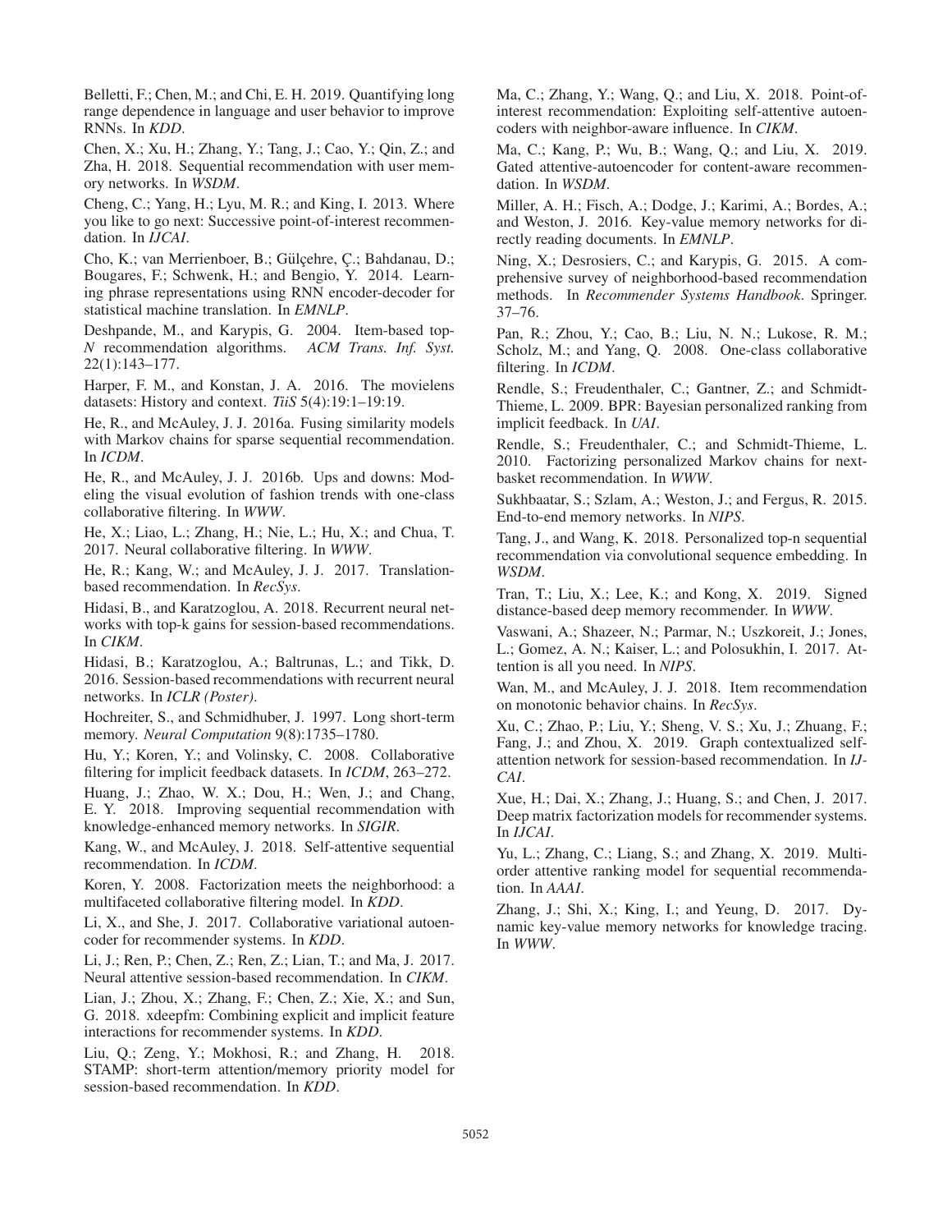Belletti, F.; Chen, M.; and Chi, E. H. 2019. Quantifying long range dependence in language and user behavior to improve RNNs. In *KDD*.

Chen, X.; Xu, H.; Zhang, Y.; Tang, J.; Cao, Y.; Qin, Z.; and Zha, H. 2018. Sequential recommendation with user memory networks. In *WSDM*.

Cheng, C.; Yang, H.; Lyu, M. R.; and King, I. 2013. Where you like to go next: Successive point-of-interest recommendation. In *IJCAI*.

Cho, K.; van Merrienboer, B.; Gülçehre, Ç.; Bahdanau, D.; Bougares, F.; Schwenk, H.; and Bengio, Y. 2014. Learning phrase representations using RNN encoder-decoder for statistical machine translation. In *EMNLP*.

Deshpande, M., and Karypis, G. 2004. Item-based top-*N* recommendation algorithms. *ACM Trans. Inf. Syst.* 22(1):143–177.

Harper, F. M., and Konstan, J. A. 2016. The movielens datasets: History and context. *TiiS* 5(4):19:1–19:19.

He, R., and McAuley, J. J. 2016a. Fusing similarity models with Markov chains for sparse sequential recommendation. In *ICDM*.

He, R., and McAuley, J. J. 2016b. Ups and downs: Modeling the visual evolution of fashion trends with one-class collaborative filtering. In *WWW*.

He, X.; Liao, L.; Zhang, H.; Nie, L.; Hu, X.; and Chua, T. 2017. Neural collaborative filtering. In *WWW*.

He, R.; Kang, W.; and McAuley, J. J. 2017. Translation-based recommendation. In *RecSys*.

Hidasi, B., and Karatzoglou, A. 2018. Recurrent neural networks with top-k gains for session-based recommendations. In *CIKM*.

Hidasi, B.; Karatzoglou, A.; Baltrunas, L.; and Tikk, D. 2016. Session-based recommendations with recurrent neural networks. In *ICLR (Poster)*.

Hochreiter, S., and Schmidhuber, J. 1997. Long short-term memory. *Neural Computation* 9(8):1735–1780.

Hu, Y.; Koren, Y.; and Volinsky, C. 2008. Collaborative filtering for implicit feedback datasets. In *ICDM*, 263–272.

Huang, J.; Zhao, W. X.; Dou, H.; Wen, J.; and Chang, E. Y. 2018. Improving sequential recommendation with knowledge-enhanced memory networks. In *SIGIR*.

Kang, W., and McAuley, J. 2018. Self-attentive sequential recommendation. In *ICDM*.

Koren, Y. 2008. Factorization meets the neighborhood: a multifaceted collaborative filtering model. In *KDD*.

Li, X., and She, J. 2017. Collaborative variational autoencoder for recommender systems. In *KDD*.

Li, J.; Ren, P.; Chen, Z.; Ren, Z.; Lian, T.; and Ma, J. 2017. Neural attentive session-based recommendation. In *CIKM*.

Lian, J.; Zhou, X.; Zhang, F.; Chen, Z.; Xie, X.; and Sun, G. 2018. xdeepfm: Combining explicit and implicit feature interactions for recommender systems. In *KDD*.

Liu, Q.; Zeng, Y.; Mokhosi, R.; and Zhang, H. 2018. STAMP: short-term attention/memory priority model for session-based recommendation. In *KDD*.

Ma, C.; Zhang, Y.; Wang, Q.; and Liu, X. 2018. Point-of-interest recommendation: Exploiting self-attentive autoencoders with neighbor-aware influence. In *CIKM*.

Ma, C.; Kang, P.; Wu, B.; Wang, Q.; and Liu, X. 2019. Gated attentive-autoencoder for content-aware recommendation. In *WSDM*.

Miller, A. H.; Fisch, A.; Dodge, J.; Karimi, A.; Bordes, A.; and Weston, J. 2016. Key-value memory networks for directly reading documents. In *EMNLP*.

Ning, X.; Desrosiers, C.; and Karypis, G. 2015. A comprehensive survey of neighborhood-based recommendation methods. In *Recommender Systems Handbook*. Springer. 37–76.

Pan, R.; Zhou, Y.; Cao, B.; Liu, N. N.; Lukose, R. M.; Scholz, M.; and Yang, Q. 2008. One-class collaborative filtering. In *ICDM*.

Rendle, S.; Freudenthaler, C.; Gantner, Z.; and Schmidt-Thieme, L. 2009. BPR: Bayesian personalized ranking from implicit feedback. In *UAI*.

Rendle, S.; Freudenthaler, C.; and Schmidt-Thieme, L. 2010. Factorizing personalized Markov chains for next-basket recommendation. In *WWW*.

Sukhbaatar, S.; Szlam, A.; Weston, J.; and Fergus, R. 2015. End-to-end memory networks. In *NIPS*.

Tang, J., and Wang, K. 2018. Personalized top-n sequential recommendation via convolutional sequence embedding. In *WSDM*.

Tran, T.; Liu, X.; Lee, K.; and Kong, X. 2019. Signed distance-based deep memory recommender. In *WWW*.

Vaswani, A.; Shazeer, N.; Parmar, N.; Uszkoreit, J.; Jones, L.; Gomez, A. N.; Kaiser, L.; and Polosukhin, I. 2017. Attention is all you need. In *NIPS*.

Wan, M., and McAuley, J. J. 2018. Item recommendation on monotonic behavior chains. In *RecSys*.

Xu, C.; Zhao, P.; Liu, Y.; Sheng, V. S.; Xu, J.; Zhuang, F.; Fang, J.; and Zhou, X. 2019. Graph contextualized self-attention network for session-based recommendation. In *IJCAI*.

Xue, H.; Dai, X.; Zhang, J.; Huang, S.; and Chen, J. 2017. Deep matrix factorization models for recommender systems. In *IJCAI*.

Yu, L.; Zhang, C.; Liang, S.; and Zhang, X. 2019. Multi-order attentive ranking model for sequential recommendation. In *AAAI*.

Zhang, J.; Shi, X.; King, I.; and Yeung, D. 2017. Dynamic key-value memory networks for knowledge tracing. In *WWW*.